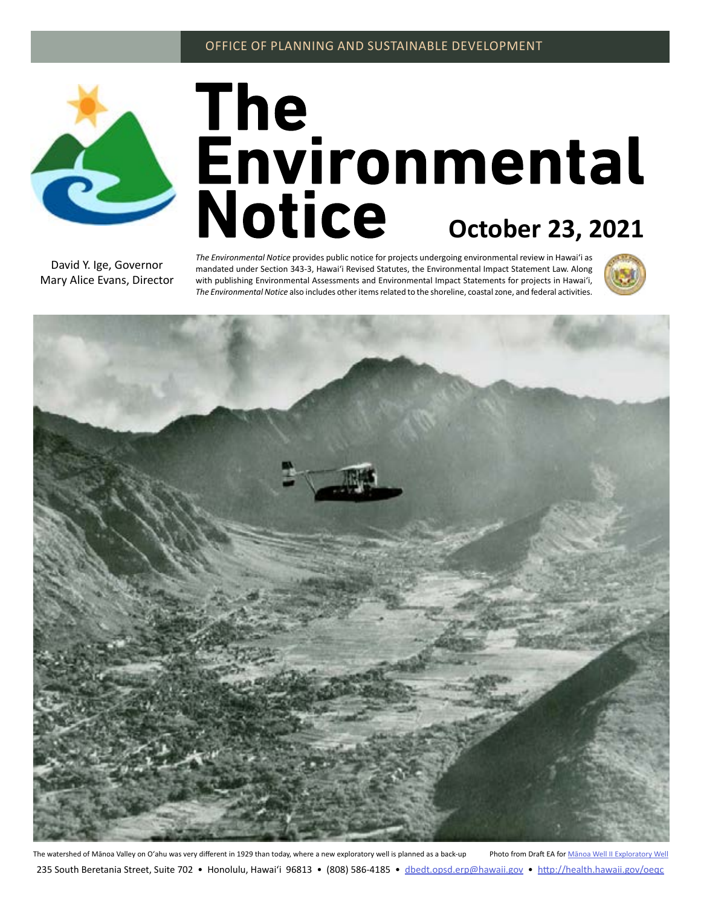OFFICE OF PLANNING AND SUSTAINABLE DEVELOPMENT

# The Environmental Notice

**October 23, 2021**

David Y. Ige, Governor
Mary Alice Evans, Director

*The Environmental Notice* provides public notice for projects undergoing environmental review in Hawaiʻi as mandated under Section 343-3, Hawaiʻi Revised Statutes, the Environmental Impact Statement Law. Along with publishing Environmental Assessments and Environmental Impact Statements for projects in Hawaiʻi, *The Environmental Notice* also includes other items related to the shoreline, coastal zone, and federal activities.

The watershed of Mānoa Valley on Oʻahu was very different in 1929 than today, where a new exploratory well is planned as a back-up

Photo from Draft EA for Mānoa Well II Exploratory Well

235 South Beretania Street, Suite 702 • Honolulu, Hawaiʻi 96813 • (808) 586-4185 • dbedt.opsd.erp@hawaii.gov • http://health.hawaii.gov/oeqc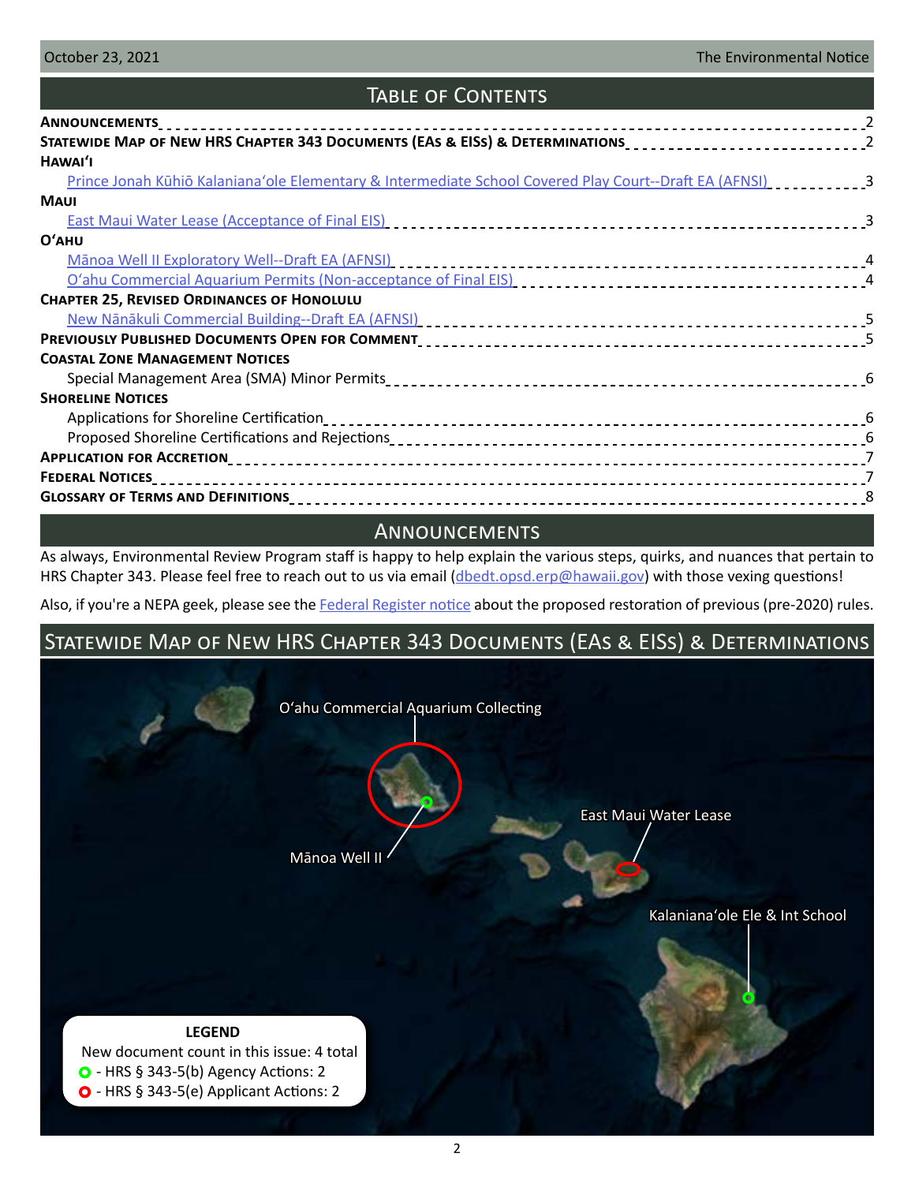# Table of Contents

**Announcements** 2

**Statewide Map of New HRS Chapter 343 Documents (EAs & EISs) & Determinations** 2

**Hawaiʻi**

- Prince Jonah Kūhiō Kalanianaʻole Elementary & Intermediate School Covered Play Court--Draft EA (AFNSI) 3

**Maui**

- East Maui Water Lease (Acceptance of Final EIS) 3

**Oʻahu**

- Mānoa Well II Exploratory Well--Draft EA (AFNSI) 4
- Oʻahu Commercial Aquarium Permits (Non-acceptance of Final EIS) 4

**Chapter 25, Revised Ordinances of Honolulu**

- New Nānākuli Commercial Building--Draft EA (AFNSI) 5

**Previously Published Documents Open for Comment** 5

**Coastal Zone Management Notices**

- Special Management Area (SMA) Minor Permits 6

**Shoreline Notices**

- Applications for Shoreline Certification 6
- Proposed Shoreline Certifications and Rejections 6

**Application for Accretion** 7

**Federal Notices** 7

**Glossary of Terms and Definitions** 8

# Announcements

As always, Environmental Review Program staff is happy to help explain the various steps, quirks, and nuances that pertain to HRS Chapter 343. Please feel free to reach out to us via email (dbedt.opsd.erp@hawaii.gov) with those vexing questions!

Also, if you're a NEPA geek, please see the Federal Register notice about the proposed restoration of previous (pre-2020) rules.

# Statewide Map of New HRS Chapter 343 Documents (EAs & EISs) & Determinations

Oʻahu Commercial Aquarium Collecting

East Maui Water Lease

Mānoa Well II

Kalanianaʻole Ele & Int School

**LEGEND**

New document count in this issue: 4 total

- HRS § 343-5(b) Agency Actions: 2
- HRS § 343-5(e) Applicant Actions: 2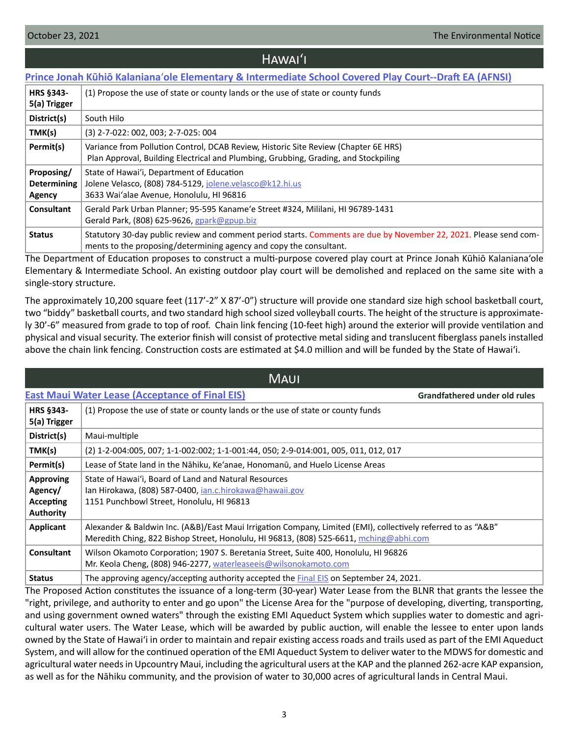## Hawaiʻi

### Prince Jonah Kūhiō Kalanianaʻole Elementary & Intermediate School Covered Play Court--Draft EA (AFNSI)

| | |
|---|---|
| **HRS §343-5(a) Trigger** | (1) Propose the use of state or county lands or the use of state or county funds |
| **District(s)** | South Hilo |
| **TMK(s)** | (3) 2-7-022: 002, 003; 2-7-025: 004 |
| **Permit(s)** | Variance from Pollution Control, DCAB Review, Historic Site Review (Chapter 6E HRS) Plan Approval, Building Electrical and Plumbing, Grubbing, Grading, and Stockpiling |
| **Proposing/ Determining Agency** | State of Hawaiʻi, Department of Education<br>Jolene Velasco, (808) 784-5129, jolene.velasco@k12.hi.us<br>3633 Waiʻalae Avenue, Honolulu, HI 96816 |
| **Consultant** | Gerald Park Urban Planner; 95-595 Kaneme'e Street #324, Mililani, HI 96789-1431<br>Gerald Park, (808) 625-9626, gpark@gpup.biz |
| **Status** | Statutory 30-day public review and comment period starts. Comments are due by November 22, 2021. Please send comments to the proposing/determining agency and copy the consultant. |

The Department of Education proposes to construct a multi-purpose covered play court at Prince Jonah Kūhiō Kalanianaʻole Elementary & Intermediate School. An existing outdoor play court will be demolished and replaced on the same site with a single-story structure.

The approximately 10,200 square feet (117'-2" X 87'-0") structure will provide one standard size high school basketball court, two "biddy" basketball courts, and two standard high school sized volleyball courts. The height of the structure is approximately 30'-6" measured from grade to top of roof. Chain link fencing (10-feet high) around the exterior will provide ventilation and physical and visual security. The exterior finish will consist of protective metal siding and translucent fiberglass panels installed above the chain link fencing. Construction costs are estimated at $4.0 million and will be funded by the State of Hawaiʻi.

## Maui

### East Maui Water Lease (Acceptance of Final EIS)

**Grandfathered under old rules**

| | |
|---|---|
| **HRS §343-5(a) Trigger** | (1) Propose the use of state or county lands or the use of state or county funds |
| **District(s)** | Maui-multiple |
| **TMK(s)** | (2) 1-2-004:005, 007; 1-1-002:002; 1-1-001:44, 050; 2-9-014:001, 005, 011, 012, 017 |
| **Permit(s)** | Lease of State land in the Nāhiku, Keʻanae, Honomanū, and Huelo License Areas |
| **Approving Agency/ Accepting Authority** | State of Hawaiʻi, Board of Land and Natural Resources<br>Ian Hirokawa, (808) 587-0400, ian.c.hirokawa@hawaii.gov<br>1151 Punchbowl Street, Honolulu, HI 96813 |
| **Applicant** | Alexander & Baldwin Inc. (A&B)/East Maui Irrigation Company, Limited (EMI), collectively referred to as "A&B"<br>Meredith Ching, 822 Bishop Street, Honolulu, HI 96813, (808) 525-6611, mching@abhi.com |
| **Consultant** | Wilson Okamoto Corporation; 1907 S. Beretania Street, Suite 400, Honolulu, HI 96826<br>Mr. Keola Cheng, (808) 946-2277, waterleaseeis@wilsonokamoto.com |
| **Status** | The approving agency/accepting authority accepted the Final EIS on September 24, 2021. |

The Proposed Action constitutes the issuance of a long-term (30-year) Water Lease from the BLNR that grants the lessee the "right, privilege, and authority to enter and go upon" the License Area for the "purpose of developing, diverting, transporting, and using government owned waters" through the existing EMI Aqueduct System which supplies water to domestic and agricultural water users. The Water Lease, which will be awarded by public auction, will enable the lessee to enter upon lands owned by the State of Hawaiʻi in order to maintain and repair existing access roads and trails used as part of the EMI Aqueduct System, and will allow for the continued operation of the EMI Aqueduct System to deliver water to the MDWS for domestic and agricultural water needs in Upcountry Maui, including the agricultural users at the KAP and the planned 262-acre KAP expansion, as well as for the Nāhiku community, and the provision of water to 30,000 acres of agricultural lands in Central Maui.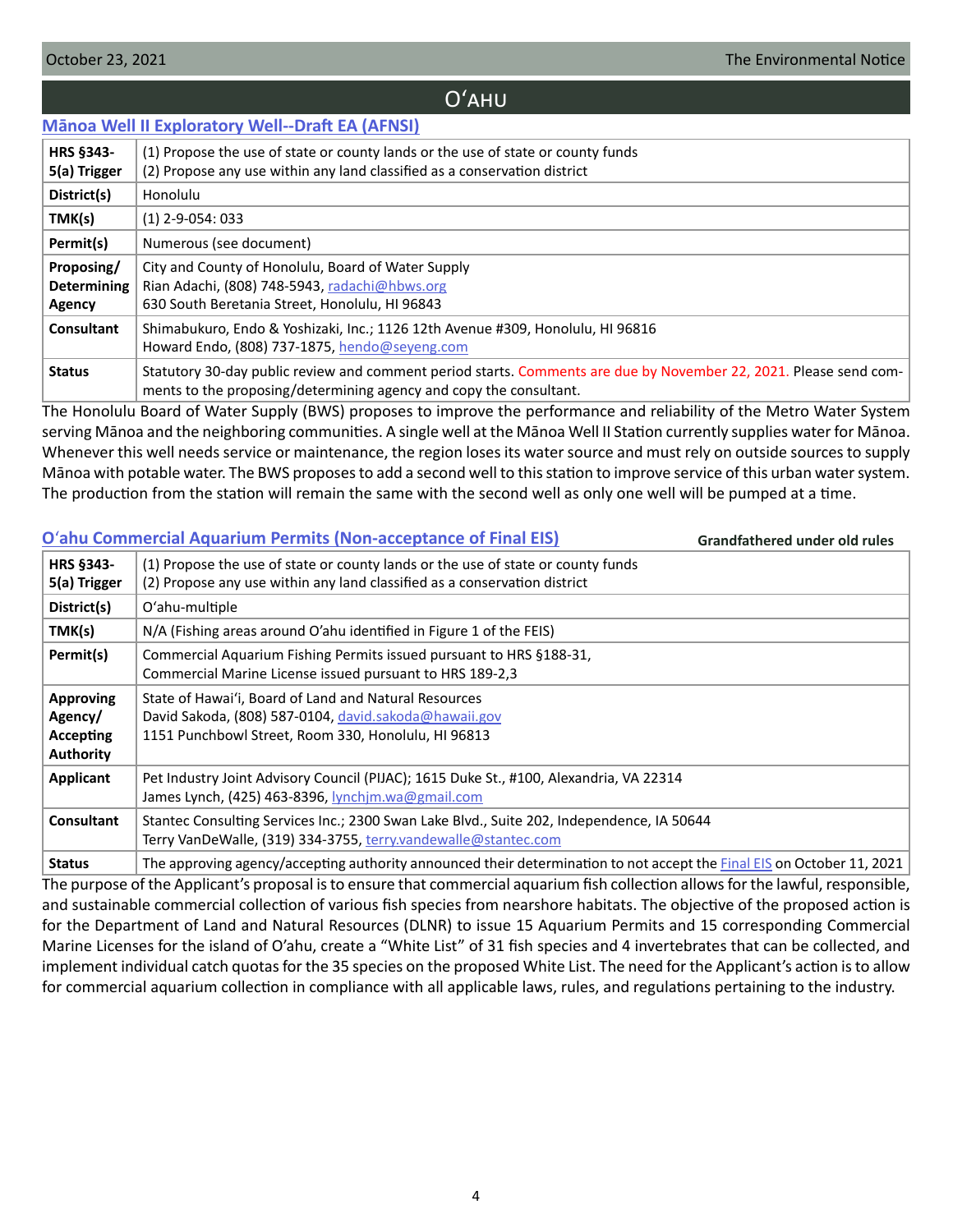## Oʻahu

### Mānoa Well II Exploratory Well--Draft EA (AFNSI)

| | |
|---|---|
| **HRS §343-5(a) Trigger** | (1) Propose the use of state or county lands or the use of state or county funds<br>(2) Propose any use within any land classified as a conservation district |
| **District(s)** | Honolulu |
| **TMK(s)** | (1) 2-9-054: 033 |
| **Permit(s)** | Numerous (see document) |
| **Proposing/ Determining Agency** | City and County of Honolulu, Board of Water Supply<br>Rian Adachi, (808) 748-5943, radachi@hbws.org<br>630 South Beretania Street, Honolulu, HI 96843 |
| **Consultant** | Shimabukuro, Endo & Yoshizaki, Inc.; 1126 12th Avenue #309, Honolulu, HI 96816<br>Howard Endo, (808) 737-1875, hendo@seyeng.com |
| **Status** | Statutory 30-day public review and comment period starts. Comments are due by November 22, 2021. Please send comments to the proposing/determining agency and copy the consultant. |

The Honolulu Board of Water Supply (BWS) proposes to improve the performance and reliability of the Metro Water System serving Mānoa and the neighboring communities. A single well at the Mānoa Well II Station currently supplies water for Mānoa. Whenever this well needs service or maintenance, the region loses its water source and must rely on outside sources to supply Mānoa with potable water. The BWS proposes to add a second well to this station to improve service of this urban water system. The production from the station will remain the same with the second well as only one well will be pumped at a time.

### Oʻahu Commercial Aquarium Permits (Non-acceptance of Final EIS)

**Grandfathered under old rules**

| | |
|---|---|
| **HRS §343-5(a) Trigger** | (1) Propose the use of state or county lands or the use of state or county funds<br>(2) Propose any use within any land classified as a conservation district |
| **District(s)** | Oʻahu-multiple |
| **TMK(s)** | N/A (Fishing areas around Oʻahu identified in Figure 1 of the FEIS) |
| **Permit(s)** | Commercial Aquarium Fishing Permits issued pursuant to HRS §188-31,<br>Commercial Marine License issued pursuant to HRS 189-2,3 |
| **Approving Agency/ Accepting Authority** | State of Hawaiʻi, Board of Land and Natural Resources<br>David Sakoda, (808) 587-0104, david.sakoda@hawaii.gov<br>1151 Punchbowl Street, Room 330, Honolulu, HI 96813 |
| **Applicant** | Pet Industry Joint Advisory Council (PIJAC); 1615 Duke St., #100, Alexandria, VA 22314<br>James Lynch, (425) 463-8396, lynchjm.wa@gmail.com |
| **Consultant** | Stantec Consulting Services Inc.; 2300 Swan Lake Blvd., Suite 202, Independence, IA 50644<br>Terry VanDeWalle, (319) 334-3755, terry.vandewalle@stantec.com |
| **Status** | The approving agency/accepting authority announced their determination to not accept the Final EIS on October 11, 2021 |

The purpose of the Applicant's proposal is to ensure that commercial aquarium fish collection allows for the lawful, responsible, and sustainable commercial collection of various fish species from nearshore habitats. The objective of the proposed action is for the Department of Land and Natural Resources (DLNR) to issue 15 Aquarium Permits and 15 corresponding Commercial Marine Licenses for the island of Oʻahu, create a "White List" of 31 fish species and 4 invertebrates that can be collected, and implement individual catch quotas for the 35 species on the proposed White List. The need for the Applicant's action is to allow for commercial aquarium collection in compliance with all applicable laws, rules, and regulations pertaining to the industry.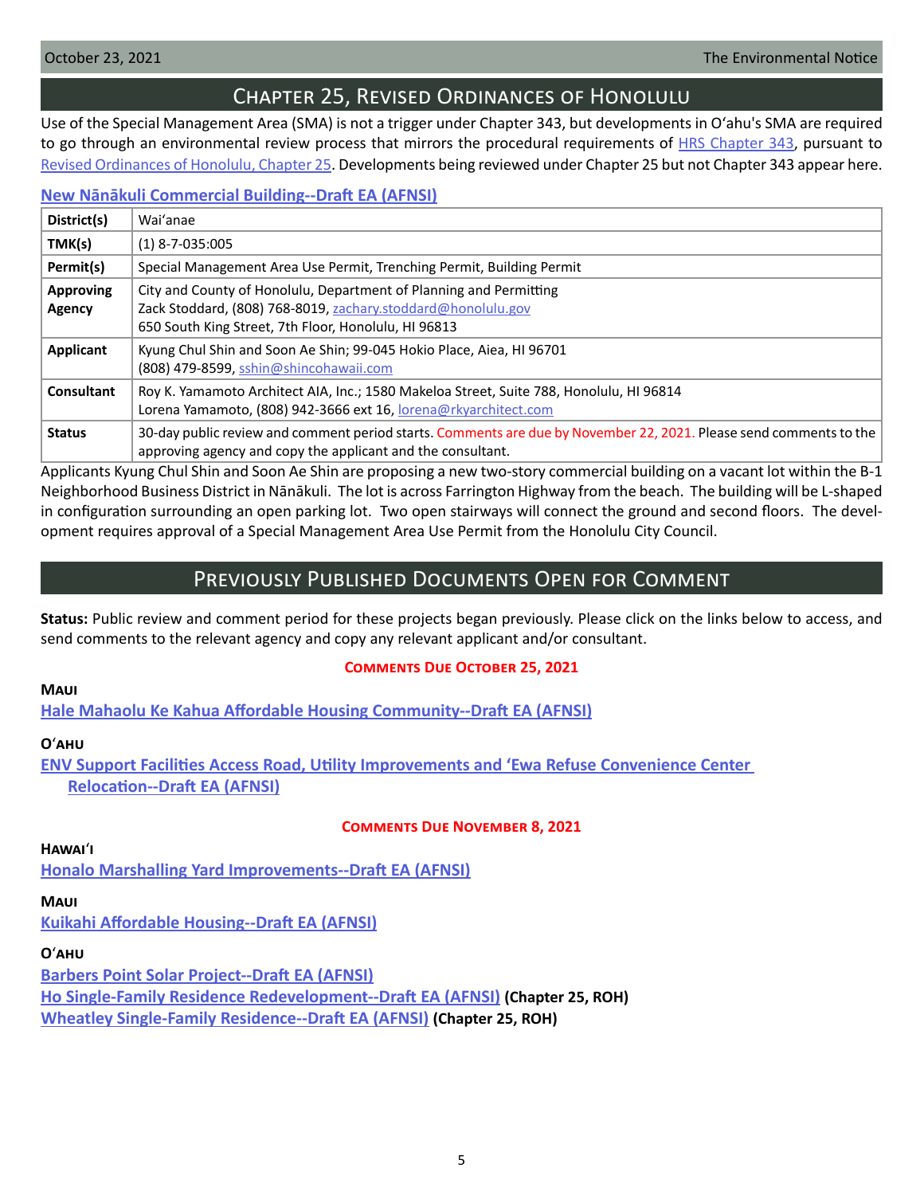## Chapter 25, Revised Ordinances of Honolulu

Use of the Special Management Area (SMA) is not a trigger under Chapter 343, but developments in Oʻahu's SMA are required to go through an environmental review process that mirrors the procedural requirements of HRS Chapter 343, pursuant to Revised Ordinances of Honolulu, Chapter 25. Developments being reviewed under Chapter 25 but not Chapter 343 appear here.

### New Nānākuli Commercial Building--Draft EA (AFNSI)

| | |
|---|---|
| **District(s)** | Waiʻanae |
| **TMK(s)** | (1) 8-7-035:005 |
| **Permit(s)** | Special Management Area Use Permit, Trenching Permit, Building Permit |
| **Approving Agency** | City and County of Honolulu, Department of Planning and Permitting<br>Zack Stoddard, (808) 768-8019, zachary.stoddard@honolulu.gov<br>650 South King Street, 7th Floor, Honolulu, HI 96813 |
| **Applicant** | Kyung Chul Shin and Soon Ae Shin; 99-045 Hokio Place, Aiea, HI 96701<br>(808) 479-8599, sshin@shincohawaii.com |
| **Consultant** | Roy K. Yamamoto Architect AIA, Inc.; 1580 Makeloa Street, Suite 788, Honolulu, HI 96814<br>Lorena Yamamoto, (808) 942-3666 ext 16, lorena@rkyarchitect.com |
| **Status** | 30-day public review and comment period starts. Comments are due by November 22, 2021. Please send comments to the approving agency and copy the applicant and the consultant. |

Applicants Kyung Chul Shin and Soon Ae Shin are proposing a new two-story commercial building on a vacant lot within the B-1 Neighborhood Business District in Nānākuli. The lot is across Farrington Highway from the beach. The building will be L-shaped in configuration surrounding an open parking lot. Two open stairways will connect the ground and second floors. The development requires approval of a Special Management Area Use Permit from the Honolulu City Council.

## Previously Published Documents Open for Comment

**Status:** Public review and comment period for these projects began previously. Please click on the links below to access, and send comments to the relevant agency and copy any relevant applicant and/or consultant.

**Comments Due October 25, 2021**

**Maui**

Hale Mahaolu Ke Kahua Affordable Housing Community--Draft EA (AFNSI)

**Oʻahu**

ENV Support Facilities Access Road, Utility Improvements and ʻEwa Refuse Convenience Center Relocation--Draft EA (AFNSI)

**Comments Due November 8, 2021**

**Hawaiʻi**

Honalo Marshalling Yard Improvements--Draft EA (AFNSI)

**Maui**

Kuikahi Affordable Housing--Draft EA (AFNSI)

**Oʻahu**

Barbers Point Solar Project--Draft EA (AFNSI)
Ho Single-Family Residence Redevelopment--Draft EA (AFNSI) **(Chapter 25, ROH)**
Wheatley Single-Family Residence--Draft EA (AFNSI) **(Chapter 25, ROH)**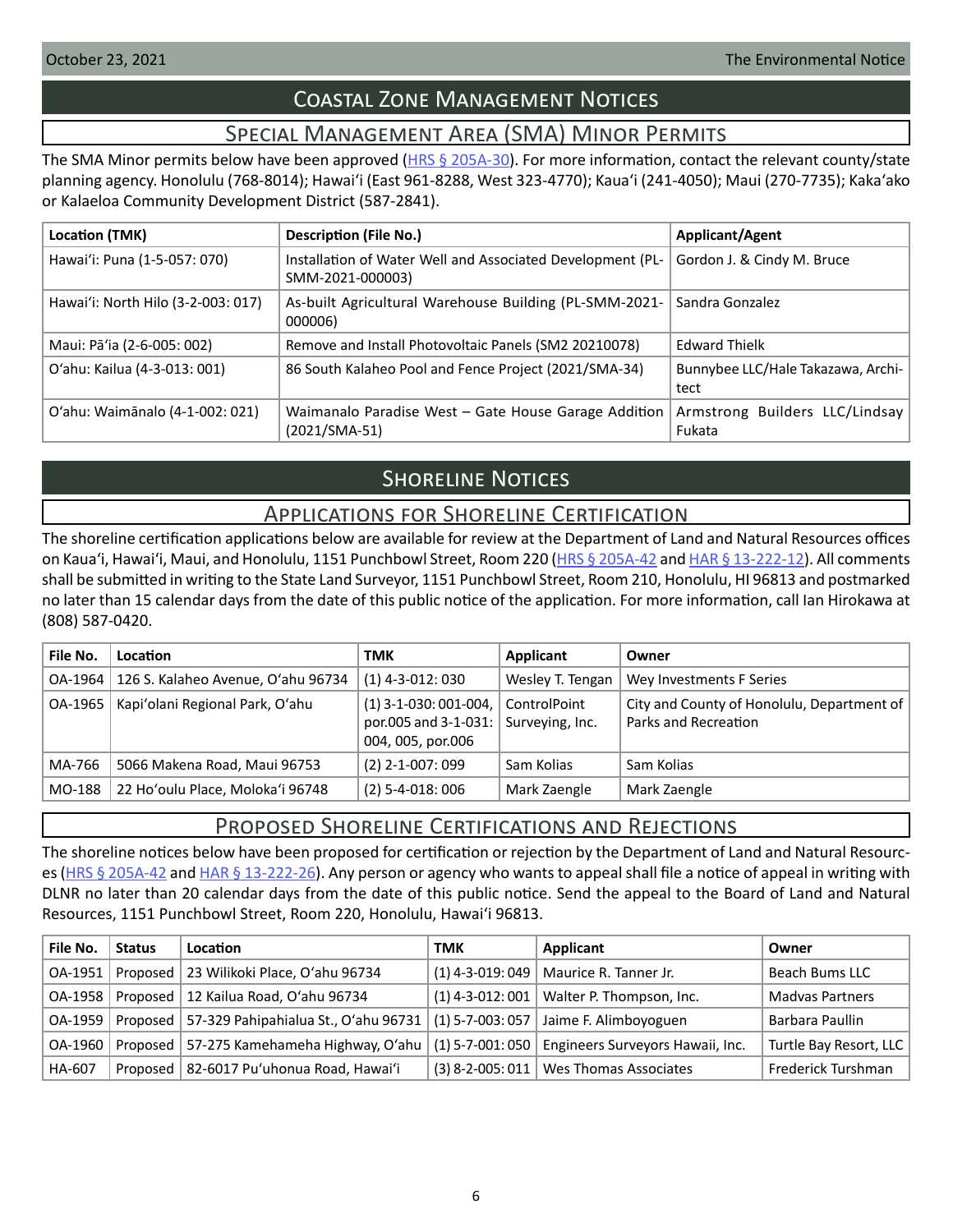# Coastal Zone Management Notices

## Special Management Area (SMA) Minor Permits

The SMA Minor permits below have been approved (HRS § 205A-30). For more information, contact the relevant county/state planning agency. Honolulu (768-8014); Hawaiʻi (East 961-8288, West 323-4770); Kauaʻi (241-4050); Maui (270-7735); Kakaʻako or Kalaeloa Community Development District (587-2841).

| Location (TMK) | Description (File No.) | Applicant/Agent |
|---|---|---|
| Hawaiʻi: Puna (1-5-057: 070) | Installation of Water Well and Associated Development (PL-SMM-2021-000003) | Gordon J. & Cindy M. Bruce |
| Hawaiʻi: North Hilo (3-2-003: 017) | As-built Agricultural Warehouse Building (PL-SMM-2021-000006) | Sandra Gonzalez |
| Maui: Pāʻia (2-6-005: 002) | Remove and Install Photovoltaic Panels (SM2 20210078) | Edward Thielk |
| Oʻahu: Kailua (4-3-013: 001) | 86 South Kalaheo Pool and Fence Project (2021/SMA-34) | Bunnybee LLC/Hale Takazawa, Architect |
| Oʻahu: Waimānalo (4-1-002: 021) | Waimanalo Paradise West – Gate House Garage Addition (2021/SMA-51) | Armstrong Builders LLC/Lindsay Fukata |

# Shoreline Notices

## Applications for Shoreline Certification

The shoreline certification applications below are available for review at the Department of Land and Natural Resources offices on Kauaʻi, Hawaiʻi, Maui, and Honolulu, 1151 Punchbowl Street, Room 220 (HRS § 205A-42 and HAR § 13-222-12). All comments shall be submitted in writing to the State Land Surveyor, 1151 Punchbowl Street, Room 210, Honolulu, HI 96813 and postmarked no later than 15 calendar days from the date of this public notice of the application. For more information, call Ian Hirokawa at (808) 587-0420.

| File No. | Location | TMK | Applicant | Owner |
|---|---|---|---|---|
| OA-1964 | 126 S. Kalaheo Avenue, Oʻahu 96734 | (1) 4-3-012: 030 | Wesley T. Tengan | Wey Investments F Series |
| OA-1965 | Kapiʻolani Regional Park, Oʻahu | (1) 3-1-030: 001-004, por.005 and 3-1-031: 004, 005, por.006 | ControlPoint Surveying, Inc. | City and County of Honolulu, Department of Parks and Recreation |
| MA-766 | 5066 Makena Road, Maui 96753 | (2) 2-1-007: 099 | Sam Kolias | Sam Kolias |
| MO-188 | 22 Hoʻoulu Place, Molokaʻi 96748 | (2) 5-4-018: 006 | Mark Zaengle | Mark Zaengle |

## Proposed Shoreline Certifications and Rejections

The shoreline notices below have been proposed for certification or rejection by the Department of Land and Natural Resources (HRS § 205A-42 and HAR § 13-222-26). Any person or agency who wants to appeal shall file a notice of appeal in writing with DLNR no later than 20 calendar days from the date of this public notice. Send the appeal to the Board of Land and Natural Resources, 1151 Punchbowl Street, Room 220, Honolulu, Hawaiʻi 96813.

| File No. | Status | Location | TMK | Applicant | Owner |
|---|---|---|---|---|---|
| OA-1951 | Proposed | 23 Wilikoki Place, Oʻahu 96734 | (1) 4-3-019: 049 | Maurice R. Tanner Jr. | Beach Bums LLC |
| OA-1958 | Proposed | 12 Kailua Road, Oʻahu 96734 | (1) 4-3-012: 001 | Walter P. Thompson, Inc. | Madvas Partners |
| OA-1959 | Proposed | 57-329 Pahipahialua St., Oʻahu 96731 | (1) 5-7-003: 057 | Jaime F. Alimboyoguen | Barbara Paullin |
| OA-1960 | Proposed | 57-275 Kamehameha Highway, Oʻahu | (1) 5-7-001: 050 | Engineers Surveyors Hawaii, Inc. | Turtle Bay Resort, LLC |
| HA-607 | Proposed | 82-6017 Puʻuhonua Road, Hawaiʻi | (3) 8-2-005: 011 | Wes Thomas Associates | Frederick Turshman |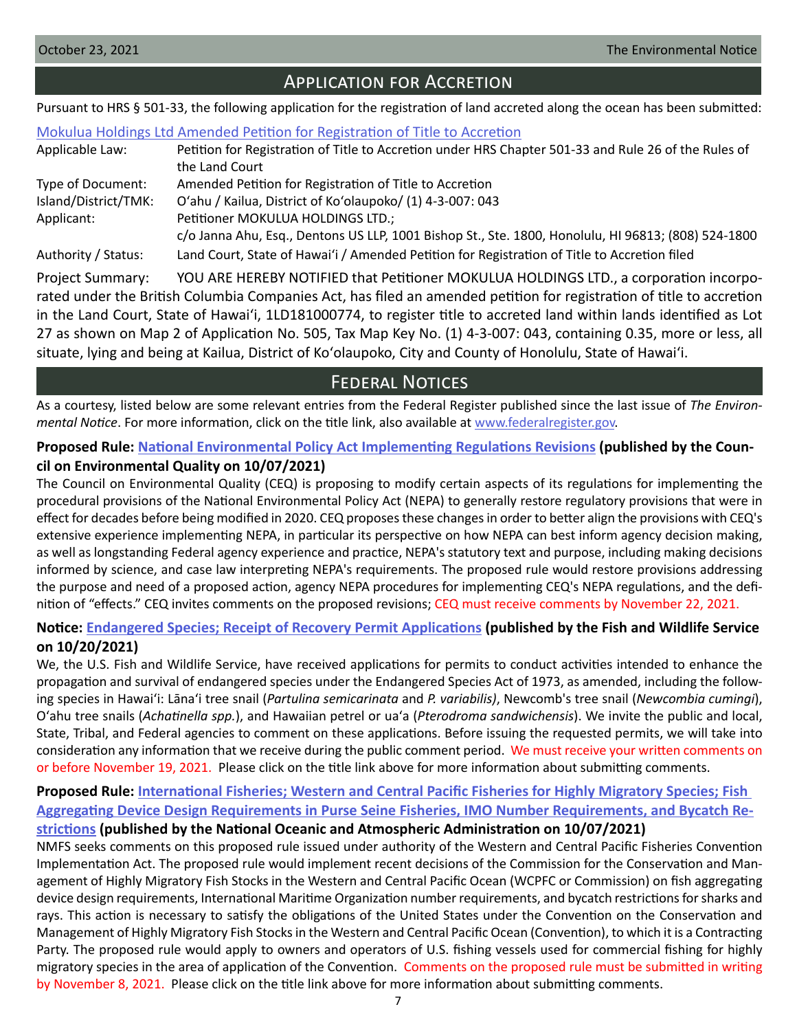## Application for Accretion

Pursuant to HRS § 501-33, the following application for the registration of land accreted along the ocean has been submitted:

### Mokulua Holdings Ltd Amended Petition for Registration of Title to Accretion

| | |
|---|---|
| Applicable Law: | Petition for Registration of Title to Accretion under HRS Chapter 501-33 and Rule 26 of the Rules of the Land Court |
| Type of Document: | Amended Petition for Registration of Title to Accretion |
| Island/District/TMK: | Oʻahu / Kailua, District of Koʻolaupoko/ (1) 4-3-007: 043 |
| Applicant: | Petitioner MOKULUA HOLDINGS LTD.; c/o Janna Ahu, Esq., Dentons US LLP, 1001 Bishop St., Ste. 1800, Honolulu, HI 96813; (808) 524-1800 |
| Authority / Status: | Land Court, State of Hawaiʻi / Amended Petition for Registration of Title to Accretion filed |

Project Summary: YOU ARE HEREBY NOTIFIED that Petitioner MOKULUA HOLDINGS LTD., a corporation incorporated under the British Columbia Companies Act, has filed an amended petition for registration of title to accretion in the Land Court, State of Hawaiʻi, 1LD181000774, to register title to accreted land within lands identified as Lot 27 as shown on Map 2 of Application No. 505, Tax Map Key No. (1) 4-3-007: 043, containing 0.35, more or less, all situate, lying and being at Kailua, District of Koʻolaupoko, City and County of Honolulu, State of Hawaiʻi.

## Federal Notices

As a courtesy, listed below are some relevant entries from the Federal Register published since the last issue of *The Environmental Notice*. For more information, click on the title link, also available at www.federalregister.gov.

**Proposed Rule: National Environmental Policy Act Implementing Regulations Revisions (published by the Council on Environmental Quality on 10/07/2021)**

The Council on Environmental Quality (CEQ) is proposing to modify certain aspects of its regulations for implementing the procedural provisions of the National Environmental Policy Act (NEPA) to generally restore regulatory provisions that were in effect for decades before being modified in 2020. CEQ proposes these changes in order to better align the provisions with CEQ's extensive experience implementing NEPA, in particular its perspective on how NEPA can best inform agency decision making, as well as longstanding Federal agency experience and practice, NEPA's statutory text and purpose, including making decisions informed by science, and case law interpreting NEPA's requirements. The proposed rule would restore provisions addressing the purpose and need of a proposed action, agency NEPA procedures for implementing CEQ's NEPA regulations, and the definition of "effects." CEQ invites comments on the proposed revisions; CEQ must receive comments by November 22, 2021.

**Notice: Endangered Species; Receipt of Recovery Permit Applications (published by the Fish and Wildlife Service on 10/20/2021)**

We, the U.S. Fish and Wildlife Service, have received applications for permits to conduct activities intended to enhance the propagation and survival of endangered species under the Endangered Species Act of 1973, as amended, including the following species in Hawaiʻi: Lānaʻi tree snail (*Partulina semicarinata* and *P. variabilis)*, Newcomb's tree snail (*Newcombia cumingi*), Oʻahu tree snails (*Achatinella spp.*), and Hawaiian petrel or uaʻa (*Pterodroma sandwichensis*). We invite the public and local, State, Tribal, and Federal agencies to comment on these applications. Before issuing the requested permits, we will take into consideration any information that we receive during the public comment period. We must receive your written comments on or before November 19, 2021. Please click on the title link above for more information about submitting comments.

**Proposed Rule: International Fisheries; Western and Central Pacific Fisheries for Highly Migratory Species; Fish Aggregating Device Design Requirements in Purse Seine Fisheries, IMO Number Requirements, and Bycatch Restrictions (published by the National Oceanic and Atmospheric Administration on 10/07/2021)**

NMFS seeks comments on this proposed rule issued under authority of the Western and Central Pacific Fisheries Convention Implementation Act. The proposed rule would implement recent decisions of the Commission for the Conservation and Management of Highly Migratory Fish Stocks in the Western and Central Pacific Ocean (WCPFC or Commission) on fish aggregating device design requirements, International Maritime Organization number requirements, and bycatch restrictions for sharks and rays. This action is necessary to satisfy the obligations of the United States under the Convention on the Conservation and Management of Highly Migratory Fish Stocks in the Western and Central Pacific Ocean (Convention), to which it is a Contracting Party. The proposed rule would apply to owners and operators of U.S. fishing vessels used for commercial fishing for highly migratory species in the area of application of the Convention. Comments on the proposed rule must be submitted in writing by November 8, 2021. Please click on the title link above for more information about submitting comments.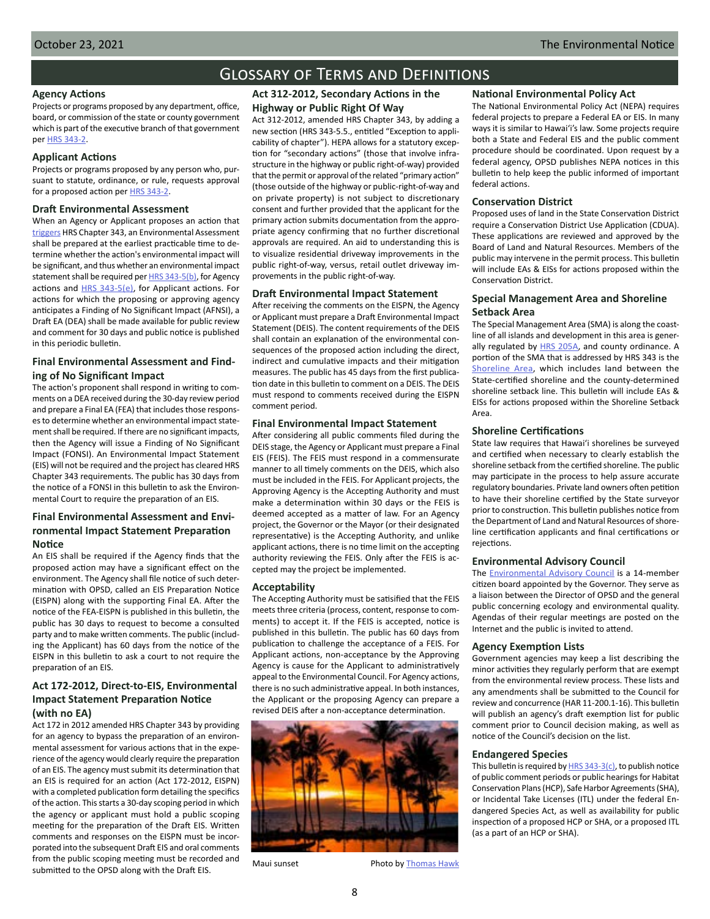# Glossary of Terms and Definitions

### Agency Actions

Projects or programs proposed by any department, office, board, or commission of the state or county government which is part of the executive branch of that government per HRS 343-2.

### Applicant Actions

Projects or programs proposed by any person who, pursuant to statute, ordinance, or rule, requests approval for a proposed action per HRS 343-2.

### Draft Environmental Assessment

When an Agency or Applicant proposes an action that triggers HRS Chapter 343, an Environmental Assessment shall be prepared at the earliest practicable time to determine whether the action's environmental impact will be significant, and thus whether an environmental impact statement shall be required per HRS 343-5(b), for Agency actions and HRS 343-5(e), for Applicant actions. For actions for which the proposing or approving agency anticipates a Finding of No Significant Impact (AFNSI), a Draft EA (DEA) shall be made available for public review and comment for 30 days and public notice is published in this periodic bulletin.

### Final Environmental Assessment and Finding of No Significant Impact

The action's proponent shall respond in writing to comments on a DEA received during the 30-day review period and prepare a Final EA (FEA) that includes those responses to determine whether an environmental impact statement shall be required. If there are no significant impacts, then the Agency will issue a Finding of No Significant Impact (FONSI). An Environmental Impact Statement (EIS) will not be required and the project has cleared HRS Chapter 343 requirements. The public has 30 days from the notice of a FONSI in this bulletin to ask the Environmental Court to require the preparation of an EIS.

### Final Environmental Assessment and Environmental Impact Statement Preparation Notice

An EIS shall be required if the Agency finds that the proposed action may have a significant effect on the environment. The Agency shall file notice of such determination with OPSD, called an EIS Preparation Notice (EISPN) along with the supporting Final EA. After the notice of the FEA-EISPN is published in this bulletin, the public has 30 days to request to become a consulted party and to make written comments. The public (including the Applicant) has 60 days from the notice of the EISPN in this bulletin to ask a court to not require the preparation of an EIS.

### Act 172-2012, Direct-to-EIS, Environmental Impact Statement Preparation Notice (with no EA)

Act 172 in 2012 amended HRS Chapter 343 by providing for an agency to bypass the preparation of an environmental assessment for various actions that in the experience of the agency would clearly require the preparation of an EIS. The agency must submit its determination that an EIS is required for an action (Act 172-2012, EISPN) with a completed publication form detailing the specifics of the action. This starts a 30-day scoping period in which the agency or applicant must hold a public scoping meeting for the preparation of the Draft EIS. Written comments and responses on the EISPN must be incorporated into the subsequent Draft EIS and oral comments from the public scoping meeting must be recorded and submitted to the OPSD along with the Draft EIS.

### Act 312-2012, Secondary Actions in the Highway or Public Right Of Way

Act 312-2012, amended HRS Chapter 343, by adding a new section (HRS 343-5.5., entitled "Exception to applicability of chapter"). HEPA allows for a statutory exception for "secondary actions" (those that involve infrastructure in the highway or public right-of-way) provided that the permit or approval of the related "primary action" (those outside of the highway or public-right-of-way and on private property) is not subject to discretionary consent and further provided that the applicant for the primary action submits documentation from the appropriate agency confirming that no further discretional approvals are required. An aid to understanding this is to visualize residential driveway improvements in the public right-of-way, versus, retail outlet driveway improvements in the public right-of-way.

### Draft Environmental Impact Statement

After receiving the comments on the EISPN, the Agency or Applicant must prepare a Draft Environmental Impact Statement (DEIS). The content requirements of the DEIS shall contain an explanation of the environmental consequences of the proposed action including the direct, indirect and cumulative impacts and their mitigation measures. The public has 45 days from the first publication date in this bulletin to comment on a DEIS. The DEIS must respond to comments received during the EISPN comment period.

### Final Environmental Impact Statement

After considering all public comments filed during the DEIS stage, the Agency or Applicant must prepare a Final EIS (FEIS). The FEIS must respond in a commensurate manner to all timely comments on the DEIS, which also must be included in the FEIS. For Applicant projects, the Approving Agency is the Accepting Authority and must make a determination within 30 days or the FEIS is deemed accepted as a matter of law. For an Agency project, the Governor or the Mayor (or their designated representative) is the Accepting Authority, and unlike applicant actions, there is no time limit on the accepting authority reviewing the FEIS. Only after the FEIS is accepted may the project be implemented.

### Acceptability

The Accepting Authority must be satisified that the FEIS meets three criteria (process, content, response to comments) to accept it. If the FEIS is accepted, notice is published in this bulletin. The public has 60 days from publication to challenge the acceptance of a FEIS. For Applicant actions, non-acceptance by the Approving Agency is cause for the Applicant to administratively appeal to the Environmental Council. For Agency actions, there is no such administrative appeal. In both instances, the Applicant or the proposing Agency can prepare a revised DEIS after a non-acceptance determination.

Maui sunset Photo by Thomas Hawk

### National Environmental Policy Act

The National Environmental Policy Act (NEPA) requires federal projects to prepare a Federal EA or EIS. In many ways it is similar to Hawai'i's law. Some projects require both a State and Federal EIS and the public comment procedure should be coordinated. Upon request by a federal agency, OPSD publishes NEPA notices in this bulletin to help keep the public informed of important federal actions.

### Conservation District

Proposed uses of land in the State Conservation District require a Conservation District Use Application (CDUA). These applications are reviewed and approved by the Board of Land and Natural Resources. Members of the public may intervene in the permit process. This bulletin will include EAs & EISs for actions proposed within the Conservation District.

### Special Management Area and Shoreline Setback Area

The Special Management Area (SMA) is along the coastline of all islands and development in this area is generally regulated by HRS 205A, and county ordinance. A portion of the SMA that is addressed by HRS 343 is the Shoreline Area, which includes land between the State-certified shoreline and the county-determined shoreline setback line. This bulletin will include EAs & EISs for actions proposed within the Shoreline Setback Area.

### Shoreline Certifications

State law requires that Hawai'i shorelines be surveyed and certified when necessary to clearly establish the shoreline setback from the certified shoreline. The public may participate in the process to help assure accurate regulatory boundaries. Private land owners often petition to have their shoreline certified by the State surveyor prior to construction. This bulletin publishes notice from the Department of Land and Natural Resources of shoreline certification applicants and final certifications or rejections.

### Environmental Advisory Council

The Environmental Advisory Council is a 14-member citizen board appointed by the Governor. They serve as a liaison between the Director of OPSD and the general public concerning ecology and environmental quality. Agendas of their regular meetings are posted on the Internet and the public is invited to attend.

### Agency Exemption Lists

Government agencies may keep a list describing the minor activities they regularly perform that are exempt from the environmental review process. These lists and any amendments shall be submitted to the Council for review and concurrence (HAR 11-200.1-16). This bulletin will publish an agency's draft exemption list for public comment prior to Council decision making, as well as notice of the Council's decision on the list.

### Endangered Species

This bulletin is required by HRS 343-3(c), to publish notice of public comment periods or public hearings for Habitat Conservation Plans (HCP), Safe Harbor Agreements (SHA), or Incidental Take Licenses (ITL) under the federal Endangered Species Act, as well as availability for public inspection of a proposed HCP or SHA, or a proposed ITL (as a part of an HCP or SHA).